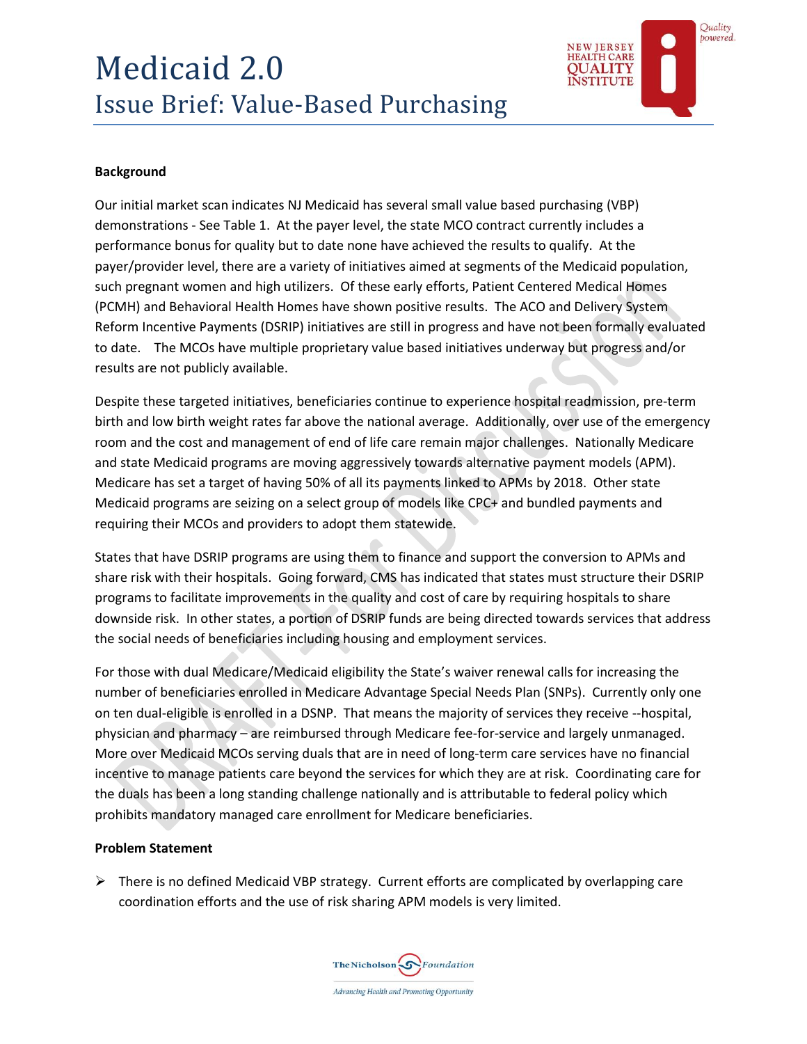# Medicaid 2.0

## Issue Brief: Value-Based Purchasing

**Background**

Our initial market scan indicates NJ Medicaid has several small value based purchasing (VBP) demonstrations - See Table 1. At the payer level, the state MCO contract currently includes a performance bonus for quality but to date none have achieved the results to qualify. At the payer/provider level, there are a variety of initiatives aimed at segments of the Medicaid population, such pregnant women and high utilizers. Of these early efforts, Patient Centered Medical Homes (PCMH) and Behavioral Health Homes have shown positive results. The ACO and Delivery System Reform Incentive Payments (DSRIP) initiatives are still in progress and have not been formally evaluated to date. The MCOs have multiple proprietary value based initiatives underway but progress and/or results are not publicly available.

Despite these targeted initiatives, beneficiaries continue to experience hospital readmission, pre-term birth and low birth weight rates far above the national average. Additionally, over use of the emergency room and the cost and management of end of life care remain major challenges. Nationally Medicare and state Medicaid programs are moving aggressively towards alternative payment models (APM). Medicare has set a target of having 50% of all its payments linked to APMs by 2018. Other state Medicaid programs are seizing on a select group of models like CPC+ and bundled payments and requiring their MCOs and providers to adopt them statewide.

States that have DSRIP programs are using them to finance and support the conversion to APMs and share risk with their hospitals. Going forward, CMS has indicated that states must structure their DSRIP programs to facilitate improvements in the quality and cost of care by requiring hospitals to share downside risk. In other states, a portion of DSRIP funds are being directed towards services that address the social needs of beneficiaries including housing and employment services.

For those with dual Medicare/Medicaid eligibility the State's waiver renewal calls for increasing the number of beneficiaries enrolled in Medicare Advantage Special Needs Plan (SNPs). Currently only one on ten dual-eligible is enrolled in a DSNP. That means the majority of services they receive --hospital, physician and pharmacy – are reimbursed through Medicare fee-for-service and largely unmanaged. More over Medicaid MCOs serving duals that are in need of long-term care services have no financial incentive to manage patients care beyond the services for which they are at risk. Coordinating care for the duals has been a long standing challenge nationally and is attributable to federal policy which prohibits mandatory managed care enrollment for Medicare beneficiaries.

**Problem Statement**

- There is no defined Medicaid VBP strategy. Current efforts are complicated by overlapping care coordination efforts and the use of risk sharing APM models is very limited.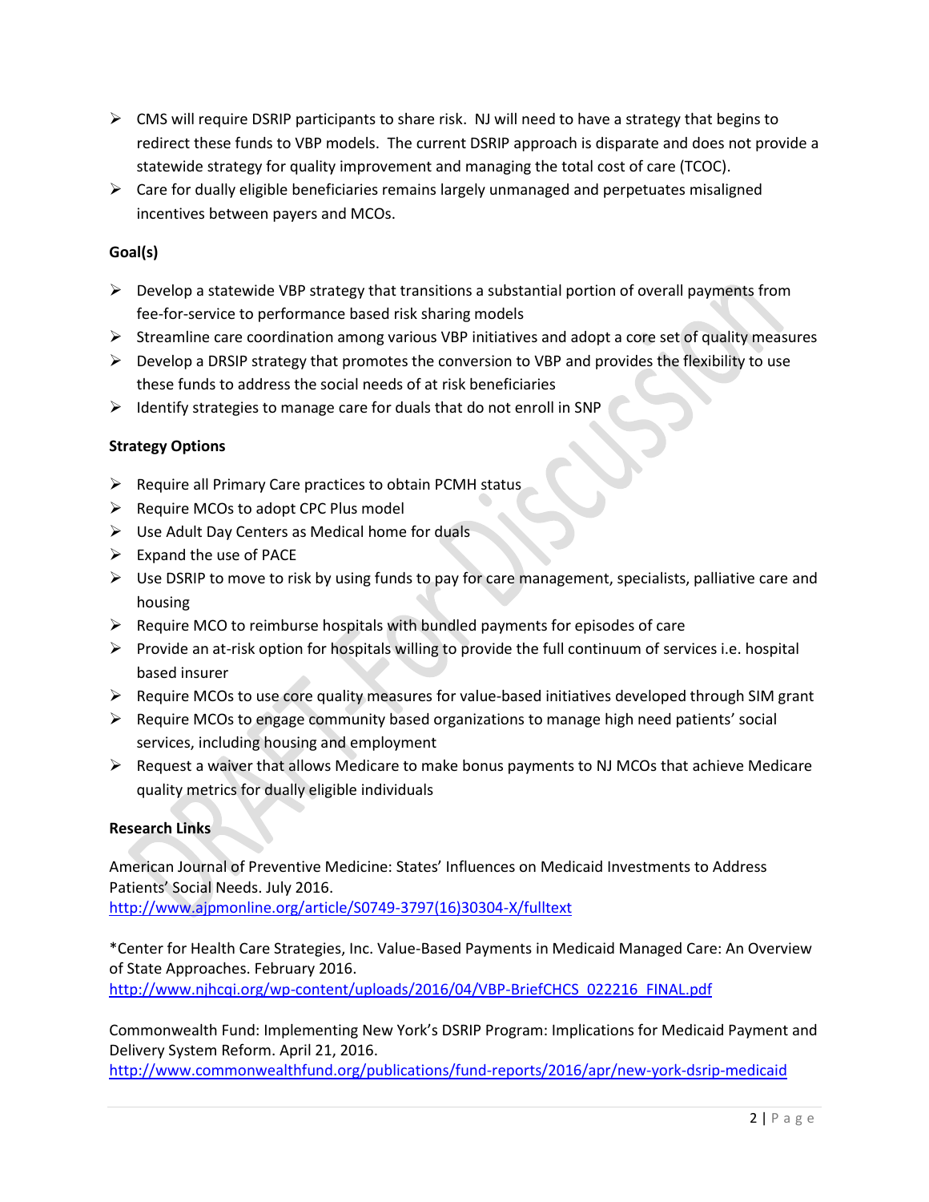- CMS will require DSRIP participants to share risk. NJ will need to have a strategy that begins to redirect these funds to VBP models. The current DSRIP approach is disparate and does not provide a statewide strategy for quality improvement and managing the total cost of care (TCOC).
- Care for dually eligible beneficiaries remains largely unmanaged and perpetuates misaligned incentives between payers and MCOs.

**Goal(s)**

- Develop a statewide VBP strategy that transitions a substantial portion of overall payments from fee-for-service to performance based risk sharing models
- Streamline care coordination among various VBP initiatives and adopt a core set of quality measures
- Develop a DRSIP strategy that promotes the conversion to VBP and provides the flexibility to use these funds to address the social needs of at risk beneficiaries
- Identify strategies to manage care for duals that do not enroll in SNP

**Strategy Options**

- Require all Primary Care practices to obtain PCMH status
- Require MCOs to adopt CPC Plus model
- Use Adult Day Centers as Medical home for duals
- Expand the use of PACE
- Use DSRIP to move to risk by using funds to pay for care management, specialists, palliative care and housing
- Require MCO to reimburse hospitals with bundled payments for episodes of care
- Provide an at-risk option for hospitals willing to provide the full continuum of services i.e. hospital based insurer
- Require MCOs to use core quality measures for value-based initiatives developed through SIM grant
- Require MCOs to engage community based organizations to manage high need patients' social services, including housing and employment
- Request a waiver that allows Medicare to make bonus payments to NJ MCOs that achieve Medicare quality metrics for dually eligible individuals

**Research Links**

American Journal of Preventive Medicine: States' Influences on Medicaid Investments to Address Patients' Social Needs. July 2016.
http://www.ajpmonline.org/article/S0749-3797(16)30304-X/fulltext

*Center for Health Care Strategies, Inc. Value-Based Payments in Medicaid Managed Care: An Overview of State Approaches. February 2016.
http://www.njhcqi.org/wp-content/uploads/2016/04/VBP-BriefCHCS_022216_FINAL.pdf

Commonwealth Fund: Implementing New York's DSRIP Program: Implications for Medicaid Payment and Delivery System Reform. April 21, 2016.
http://www.commonwealthfund.org/publications/fund-reports/2016/apr/new-york-dsrip-medicaid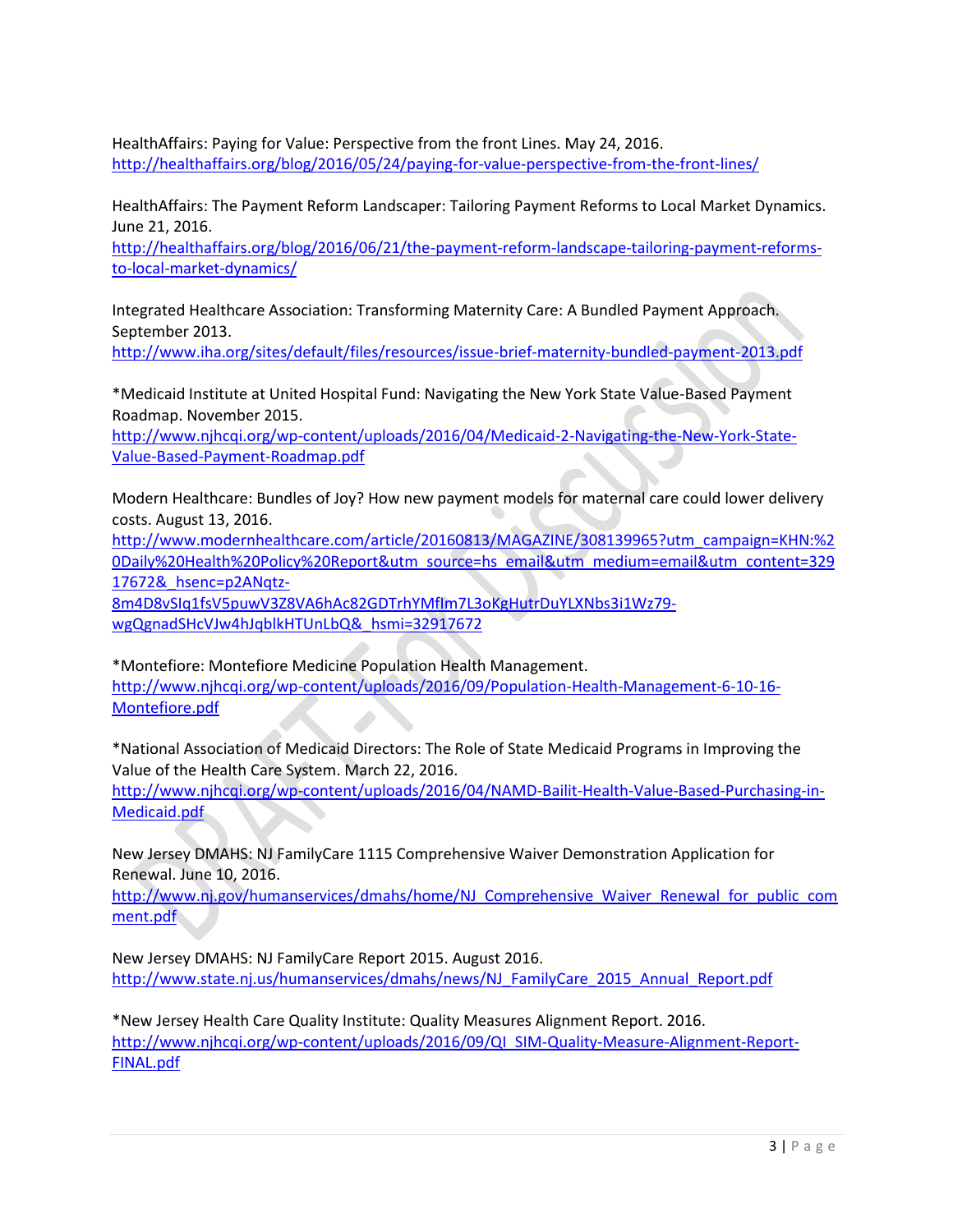HealthAffairs: Paying for Value: Perspective from the front Lines. May 24, 2016.
http://healthaffairs.org/blog/2016/05/24/paying-for-value-perspective-from-the-front-lines/

HealthAffairs: The Payment Reform Landscaper: Tailoring Payment Reforms to Local Market Dynamics. June 21, 2016.
http://healthaffairs.org/blog/2016/06/21/the-payment-reform-landscape-tailoring-payment-reforms-to-local-market-dynamics/

Integrated Healthcare Association: Transforming Maternity Care: A Bundled Payment Approach. September 2013.
http://www.iha.org/sites/default/files/resources/issue-brief-maternity-bundled-payment-2013.pdf

*Medicaid Institute at United Hospital Fund: Navigating the New York State Value-Based Payment Roadmap. November 2015.
http://www.njhcqi.org/wp-content/uploads/2016/04/Medicaid-2-Navigating-the-New-York-State-Value-Based-Payment-Roadmap.pdf

Modern Healthcare: Bundles of Joy? How new payment models for maternal care could lower delivery costs. August 13, 2016.
http://www.modernhealthcare.com/article/20160813/MAGAZINE/308139965?utm_campaign=KHN:%20Daily%20Health%20Policy%20Report&utm_source=hs_email&utm_medium=email&utm_content=32917672&_hsenc=p2ANqtz-8m4D8vSIq1fsV5puwV3Z8VA6hAc82GDTrhYMfIm7L3oKgHutrDuYLXNbs3i1Wz79-wgQgnadSHcVJw4hJqblkHTUnLbQ&_hsmi=32917672

*Montefiore: Montefiore Medicine Population Health Management.
http://www.njhcqi.org/wp-content/uploads/2016/09/Population-Health-Management-6-10-16-Montefiore.pdf

*National Association of Medicaid Directors: The Role of State Medicaid Programs in Improving the Value of the Health Care System. March 22, 2016.
http://www.njhcqi.org/wp-content/uploads/2016/04/NAMD-Bailit-Health-Value-Based-Purchasing-in-Medicaid.pdf

New Jersey DMAHS: NJ FamilyCare 1115 Comprehensive Waiver Demonstration Application for Renewal. June 10, 2016.
http://www.nj.gov/humanservices/dmahs/home/NJ_Comprehensive_Waiver_Renewal_for_public_comment.pdf

New Jersey DMAHS: NJ FamilyCare Report 2015. August 2016.
http://www.state.nj.us/humanservices/dmahs/news/NJ_FamilyCare_2015_Annual_Report.pdf

*New Jersey Health Care Quality Institute: Quality Measures Alignment Report. 2016.
http://www.njhcqi.org/wp-content/uploads/2016/09/QI_SIM-Quality-Measure-Alignment-Report-FINAL.pdf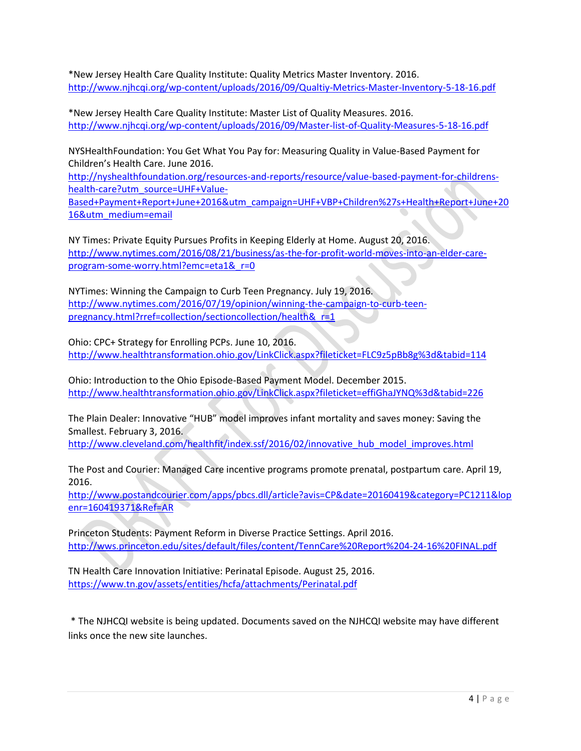*New Jersey Health Care Quality Institute: Quality Metrics Master Inventory. 2016.
http://www.njhcqi.org/wp-content/uploads/2016/09/Qualtiy-Metrics-Master-Inventory-5-18-16.pdf

*New Jersey Health Care Quality Institute: Master List of Quality Measures. 2016.
http://www.njhcqi.org/wp-content/uploads/2016/09/Master-list-of-Quality-Measures-5-18-16.pdf

NYSHealthFoundation: You Get What You Pay for: Measuring Quality in Value-Based Payment for Children's Health Care. June 2016.
http://nyshealthfoundation.org/resources-and-reports/resource/value-based-payment-for-childrens-health-care?utm_source=UHF+Value-Based+Payment+Report+June+2016&utm_campaign=UHF+VBP+Children%27s+Health+Report+June+2016&utm_medium=email

NY Times: Private Equity Pursues Profits in Keeping Elderly at Home. August 20, 2016.
http://www.nytimes.com/2016/08/21/business/as-the-for-profit-world-moves-into-an-elder-care-program-some-worry.html?emc=eta1&_r=0

NYTimes: Winning the Campaign to Curb Teen Pregnancy. July 19, 2016.
http://www.nytimes.com/2016/07/19/opinion/winning-the-campaign-to-curb-teen-pregnancy.html?rref=collection/sectioncollection/health&_r=1

Ohio: CPC+ Strategy for Enrolling PCPs. June 10, 2016.
http://www.healthtransformation.ohio.gov/LinkClick.aspx?fileticket=FLC9z5pBb8g%3d&tabid=114

Ohio: Introduction to the Ohio Episode-Based Payment Model. December 2015.
http://www.healthtransformation.ohio.gov/LinkClick.aspx?fileticket=effiGhaJYNQ%3d&tabid=226

The Plain Dealer: Innovative "HUB" model improves infant mortality and saves money: Saving the Smallest. February 3, 2016.
http://www.cleveland.com/healthfit/index.ssf/2016/02/innovative_hub_model_improves.html

The Post and Courier: Managed Care incentive programs promote prenatal, postpartum care. April 19, 2016.
http://www.postandcourier.com/apps/pbcs.dll/article?avis=CP&date=20160419&category=PC1211&lopenr=160419371&Ref=AR

Princeton Students: Payment Reform in Diverse Practice Settings. April 2016.
http://wws.princeton.edu/sites/default/files/content/TennCare%20Report%204-24-16%20FINAL.pdf

TN Health Care Innovation Initiative: Perinatal Episode. August 25, 2016.
https://www.tn.gov/assets/entities/hcfa/attachments/Perinatal.pdf

\* The NJHCQI website is being updated. Documents saved on the NJHCQI website may have different links once the new site launches.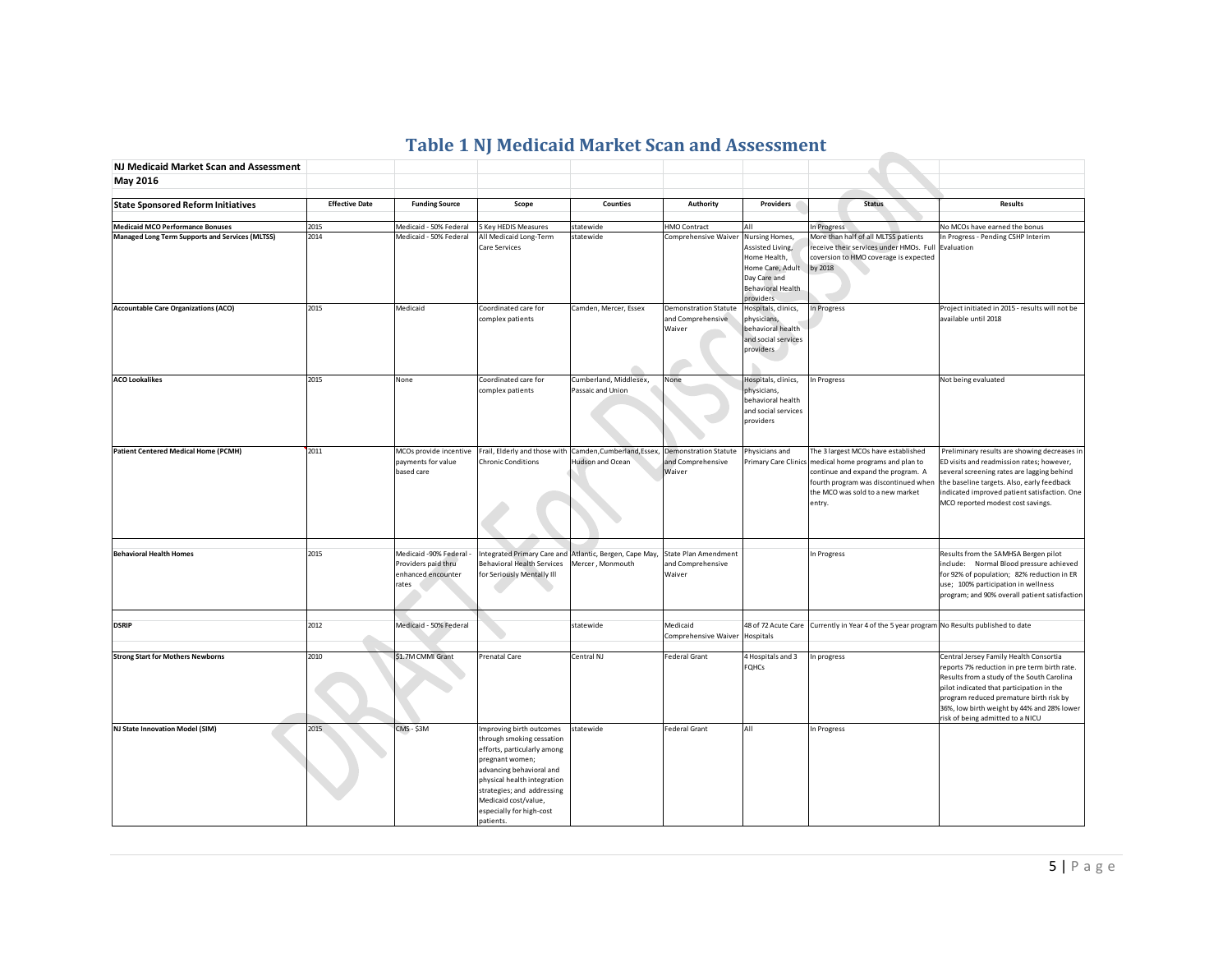# Table 1 NJ Medicaid Market Scan and Assessment

**NJ Medicaid Market Scan and Assessment**

**May 2016**

| State Sponsored Reform Initiatives | Effective Date | Funding Source | Scope | Counties | Authority | Providers | Status | Results |
|---|---|---|---|---|---|---|---|---|
| **Medicaid MCO Performance Bonuses** | 2015 | Medicaid - 50% Federal | 5 Key HEDIS Measures | statewide | HMO Contract | All | In Progress | No MCOs have earned the bonus |
| **Managed Long Term Supports and Services (MLTSS)** | 2014 | Medicaid - 50% Federal | All Medicaid Long-Term Care Services | statewide | Comprehensive Waiver | Nursing Homes, Assisted Living, Home Health, Home Care, Adult Day Care and Behavioral Health providers | More than half of all MLTSS patients receive their services under HMOs. Full coversion to HMO coverage is expected by 2018 | In Progress - Pending CSHP Interim Evaluation |
| **Accountable Care Organizations (ACO)** | 2015 | Medicaid | Coordinated care for complex patients | Camden, Mercer, Essex | Demonstration Statute and Comprehensive Waiver | Hospitals, clinics, physicians, behavioral health and social services providers | In Progress | Project initiated in 2015 - results will not be available until 2018 |
| **ACO Lookalikes** | 2015 | None | Coordinated care for complex patients | Cumberland, Middlesex, Passaic and Union | None | Hospitals, clinics, physicians, behavioral health and social services providers | In Progress | Not being evaluated |
| **Patient Centered Medical Home (PCMH)** | 2011 | MCOs provide incentive payments for value based care | Frail, Elderly and those with Chronic Conditions | Camden,Cumberland,Essex, Hudson and Ocean | Demonstration Statute and Comprehensive Waiver | Physicians and Primary Care Clinics | The 3 largest MCOs have established medical home programs and plan to continue and expand the program. A fourth program was discontinued when the MCO was sold to a new market entry. | Preliminary results are showing decreases in ED visits and readmission rates; however, several screening rates are lagging behind the baseline targets. Also, early feedback indicated improved patient satisfaction. One MCO reported modest cost savings. |
| **Behavioral Health Homes** | 2015 | Medicaid -90% Federal - Providers paid thru enhanced encounter rates | Integrated Primary Care and Behavioral Health Services for Seriously Mentally Ill | Atlantic, Bergen, Cape May, Mercer , Monmouth | State Plan Amendment and Comprehensive Waiver | | In Progress | Results from the SAMHSA Bergen pilot include: Normal Blood pressure achieved for 92% of population; 82% reduction in ER use; 100% participation in wellness program; and 90% overall patient satisfaction |
| **DSRIP** | 2012 | Medicaid - 50% Federal | | statewide | Medicaid Comprehensive Waiver | 48 of 72 Acute Care Hospitals | Currently in Year 4 of the 5 year program | No Results published to date |
| **Strong Start for Mothers Newborns** | 2010 | $1.7M CMMI Grant | Prenatal Care | Central NJ | Federal Grant | 4 Hospitals and 3 FQHCs | In progress | Central Jersey Family Health Consortia reports 7% reduction in pre term birth rate. Results from a study of the South Carolina pilot indicated that participation in the program reduced premature birth risk by 36%, low birth weight by 44% and 28% lower risk of being admitted to a NICU |
| **NJ State Innovation Model (SIM)** | 2015 | CMS - $3M | Improving birth outcomes through smoking cessation efforts, particularly among pregnant women; advancing behavioral and physical health integration strategies; and addressing Medicaid cost/value, especially for high-cost patients. | statewide | Federal Grant | All | In Progress | |